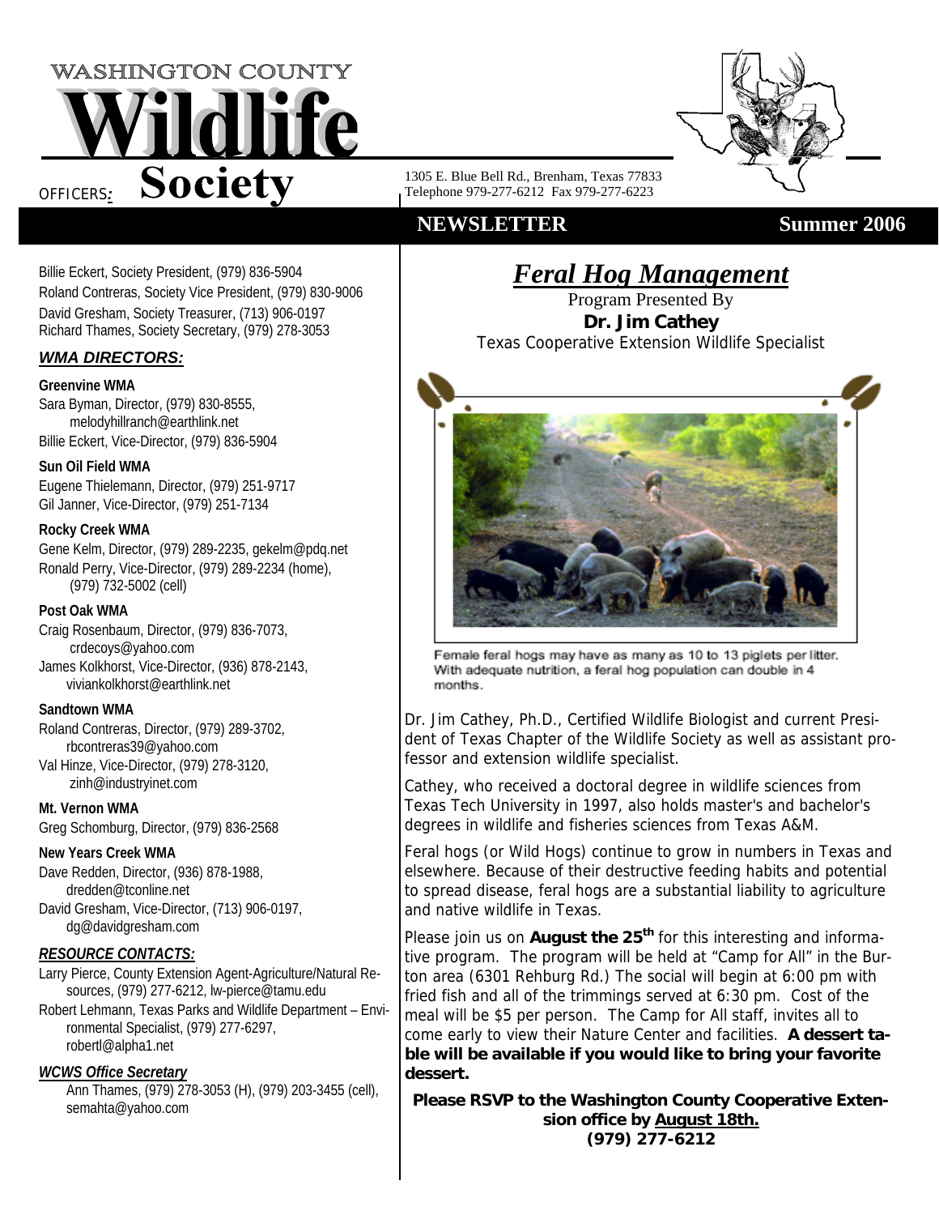# WASHINGTON COUNTY Wildlife Society

1305 E. Blue Bell Rd., Brenham, Texas 77833
Telephone 979-277-6212 Fax 979-277-6223

**NEWSLETTER** **Summer 2006**

OFFICERS:

Billie Eckert, Society President, (979) 836-5904
Roland Contreras, Society Vice President, (979) 830-9006
David Gresham, Society Treasurer, (713) 906-0197
Richard Thames, Society Secretary, (979) 278-3053

***WMA DIRECTORS:***

**Greenvine WMA**
Sara Byman, Director, (979) 830-8555, melodyhillranch@earthlink.net
Billie Eckert, Vice-Director, (979) 836-5904

**Sun Oil Field WMA**
Eugene Thielemann, Director, (979) 251-9717
Gil Janner, Vice-Director, (979) 251-7134

**Rocky Creek WMA**
Gene Kelm, Director, (979) 289-2235, gekelm@pdq.net
Ronald Perry, Vice-Director, (979) 289-2234 (home), (979) 732-5002 (cell)

**Post Oak WMA**
Craig Rosenbaum, Director, (979) 836-7073, crdecoys@yahoo.com
James Kolkhorst, Vice-Director, (936) 878-2143, viviankolkhorst@earthlink.net

**Sandtown WMA**
Roland Contreras, Director, (979) 289-3702, rbcontreras39@yahoo.com
Val Hinze, Vice-Director, (979) 278-3120, zinh@industryinet.com

**Mt. Vernon WMA**
Greg Schomburg, Director, (979) 836-2568

**New Years Creek WMA**
Dave Redden, Director, (936) 878-1988, dredden@tconline.net
David Gresham, Vice-Director, (713) 906-0197, dg@davidgresham.com

***RESOURCE CONTACTS:***

Larry Pierce, County Extension Agent-Agriculture/Natural Resources, (979) 277-6212, lw-pierce@tamu.edu
Robert Lehmann, Texas Parks and Wildlife Department – Environmental Specialist, (979) 277-6297, robertl@alpha1.net

***WCWS Office Secretary***
Ann Thames, (979) 278-3053 (H), (979) 203-3455 (cell), semahta@yahoo.com

## *Feral Hog Management*

Program Presented By
**Dr. Jim Cathey**
Texas Cooperative Extension Wildlife Specialist

Female feral hogs may have as many as 10 to 13 piglets per litter. With adequate nutrition, a feral hog population can double in 4 months.

Dr. Jim Cathey, Ph.D., Certified Wildlife Biologist and current President of Texas Chapter of the Wildlife Society as well as assistant professor and extension wildlife specialist.

Cathey, who received a doctoral degree in wildlife sciences from Texas Tech University in 1997, also holds master's and bachelor's degrees in wildlife and fisheries sciences from Texas A&M.

Feral hogs (or Wild Hogs) continue to grow in numbers in Texas and elsewhere. Because of their destructive feeding habits and potential to spread disease, feral hogs are a substantial liability to agriculture and native wildlife in Texas.

Please join us on **August the 25th** for this interesting and informative program. The program will be held at "Camp for All" in the Burton area (6301 Rehburg Rd.) The social will begin at 6:00 pm with fried fish and all of the trimmings served at 6:30 pm. Cost of the meal will be $5 per person. The Camp for All staff, invites all to come early to view their Nature Center and facilities. **A dessert table will be available if you would like to bring your favorite dessert.**

**Please RSVP to the Washington County Cooperative Extension office by August 18th. (979) 277-6212**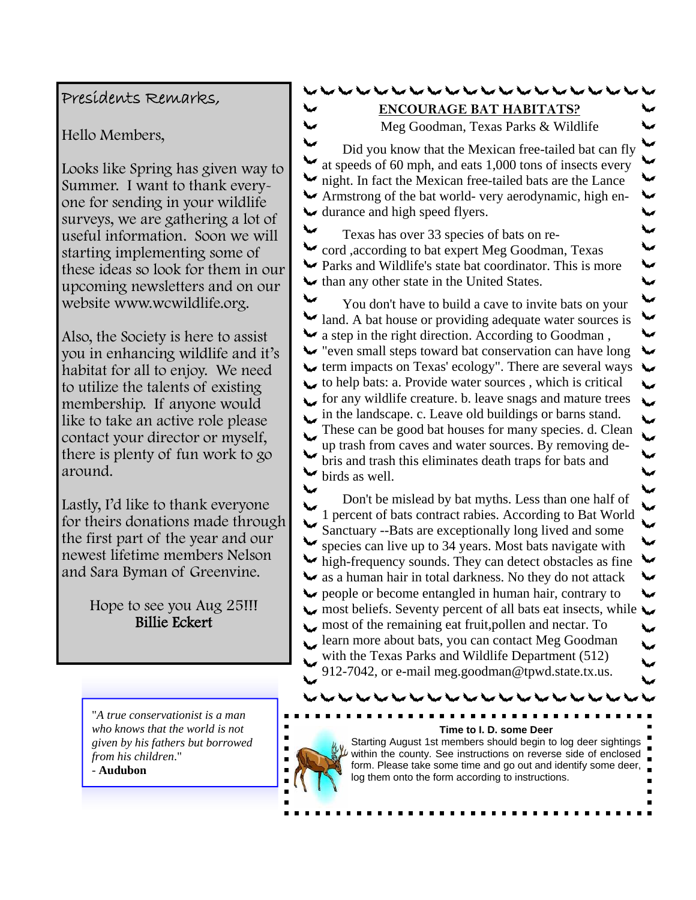## Presidents Remarks,

Hello Members,

Looks like Spring has given way to Summer. I want to thank every-one for sending in your wildlife surveys, we are gathering a lot of useful information. Soon we will starting implementing some of these ideas so look for them in our upcoming newsletters and on our website www.wcwildlife.org.

Also, the Society is here to assist you in enhancing wildlife and it's habitat for all to enjoy. We need to utilize the talents of existing membership. If anyone would like to take an active role please contact your director or myself, there is plenty of fun work to go around.

Lastly, I'd like to thank everyone for theirs donations made through the first part of the year and our newest lifetime members Nelson and Sara Byman of Greenvine.

Hope to see you Aug 25!!!
Billie Eckert

## ENCOURAGE BAT HABITATS?

Meg Goodman, Texas Parks & Wildlife

Did you know that the Mexican free-tailed bat can fly at speeds of 60 mph, and eats 1,000 tons of insects every night. In fact the Mexican free-tailed bats are the Lance Armstrong of the bat world- very aerodynamic, high endurance and high speed flyers.

Texas has over 33 species of bats on record ,according to bat expert Meg Goodman, Texas Parks and Wildlife's state bat coordinator. This is more than any other state in the United States.

You don't have to build a cave to invite bats on your land. A bat house or providing adequate water sources is a step in the right direction. According to Goodman , "even small steps toward bat conservation can have long term impacts on Texas' ecology". There are several ways to help bats: a. Provide water sources , which is critical for any wildlife creature. b. leave snags and mature trees in the landscape. c. Leave old buildings or barns stand. These can be good bat houses for many species. d. Clean up trash from caves and water sources. By removing debris and trash this eliminates death traps for bats and birds as well.

Don't be mislead by bat myths. Less than one half of 1 percent of bats contract rabies. According to Bat World Sanctuary --Bats are exceptionally long lived and some species can live up to 34 years. Most bats navigate with high-frequency sounds. They can detect obstacles as fine as a human hair in total darkness. No they do not attack people or become entangled in human hair, contrary to most beliefs. Seventy percent of all bats eat insects, while most of the remaining eat fruit,pollen and nectar. To learn more about bats, you can contact Meg Goodman with the Texas Parks and Wildlife Department (512) 912-7042, or e-mail meg.goodman@tpwd.state.tx.us.

"*A true conservationist is a man who knows that the world is not given by his fathers but borrowed from his children*."
- **Audubon**

### Time to I. D. some Deer

Starting August 1st members should begin to log deer sightings within the county. See instructions on reverse side of enclosed form. Please take some time and go out and identify some deer, log them onto the form according to instructions.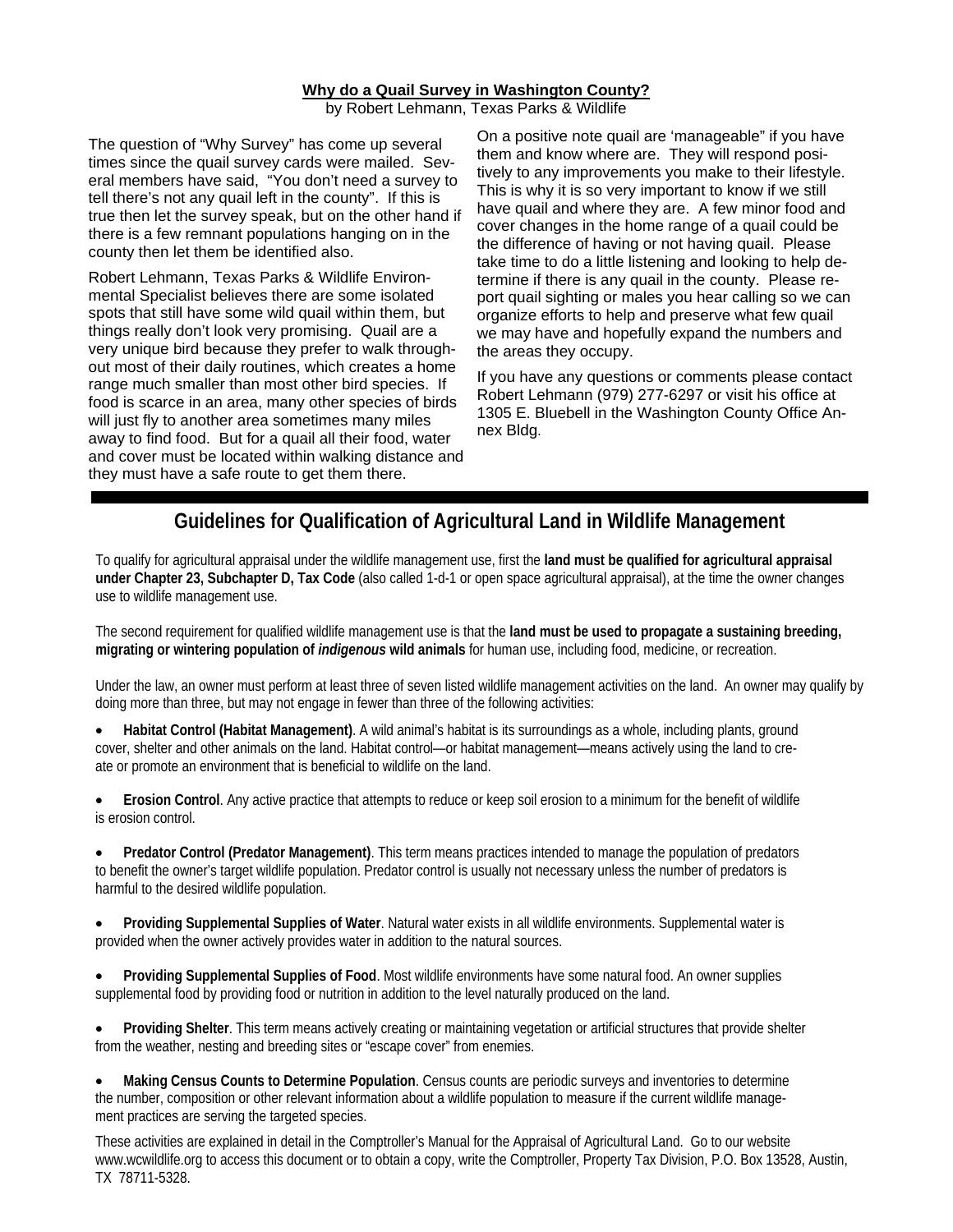## Why do a Quail Survey in Washington County?

by Robert Lehmann, Texas Parks & Wildlife

The question of "Why Survey" has come up several times since the quail survey cards were mailed. Several members have said, "You don't need a survey to tell there's not any quail left in the county". If this is true then let the survey speak, but on the other hand if there is a few remnant populations hanging on in the county then let them be identified also.

Robert Lehmann, Texas Parks & Wildlife Environmental Specialist believes there are some isolated spots that still have some wild quail within them, but things really don't look very promising. Quail are a very unique bird because they prefer to walk throughout most of their daily routines, which creates a home range much smaller than most other bird species. If food is scarce in an area, many other species of birds will just fly to another area sometimes many miles away to find food. But for a quail all their food, water and cover must be located within walking distance and they must have a safe route to get them there.

On a positive note quail are 'manageable" if you have them and know where are. They will respond positively to any improvements you make to their lifestyle. This is why it is so very important to know if we still have quail and where they are. A few minor food and cover changes in the home range of a quail could be the difference of having or not having quail. Please take time to do a little listening and looking to help determine if there is any quail in the county. Please report quail sighting or males you hear calling so we can organize efforts to help and preserve what few quail we may have and hopefully expand the numbers and the areas they occupy.

If you have any questions or comments please contact Robert Lehmann (979) 277-6297 or visit his office at 1305 E. Bluebell in the Washington County Office Annex Bldg.

---

## Guidelines for Qualification of Agricultural Land in Wildlife Management

To qualify for agricultural appraisal under the wildlife management use, first the **land must be qualified for agricultural appraisal under Chapter 23, Subchapter D, Tax Code** (also called 1-d-1 or open space agricultural appraisal), at the time the owner changes use to wildlife management use.

The second requirement for qualified wildlife management use is that the **land must be used to propagate a sustaining breeding, migrating or wintering population of *indigenous* wild animals** for human use, including food, medicine, or recreation.

Under the law, an owner must perform at least three of seven listed wildlife management activities on the land. An owner may qualify by doing more than three, but may not engage in fewer than three of the following activities:

- **Habitat Control (Habitat Management)**. A wild animal's habitat is its surroundings as a whole, including plants, ground cover, shelter and other animals on the land. Habitat control—or habitat management—means actively using the land to create or promote an environment that is beneficial to wildlife on the land.
- **Erosion Control**. Any active practice that attempts to reduce or keep soil erosion to a minimum for the benefit of wildlife is erosion control.
- **Predator Control (Predator Management)**. This term means practices intended to manage the population of predators to benefit the owner's target wildlife population. Predator control is usually not necessary unless the number of predators is harmful to the desired wildlife population.
- **Providing Supplemental Supplies of Water**. Natural water exists in all wildlife environments. Supplemental water is provided when the owner actively provides water in addition to the natural sources.
- **Providing Supplemental Supplies of Food**. Most wildlife environments have some natural food. An owner supplies supplemental food by providing food or nutrition in addition to the level naturally produced on the land.
- **Providing Shelter**. This term means actively creating or maintaining vegetation or artificial structures that provide shelter from the weather, nesting and breeding sites or "escape cover" from enemies.
- **Making Census Counts to Determine Population**. Census counts are periodic surveys and inventories to determine the number, composition or other relevant information about a wildlife population to measure if the current wildlife management practices are serving the targeted species.

These activities are explained in detail in the Comptroller's Manual for the Appraisal of Agricultural Land. Go to our website www.wcwildlife.org to access this document or to obtain a copy, write the Comptroller, Property Tax Division, P.O. Box 13528, Austin, TX 78711-5328.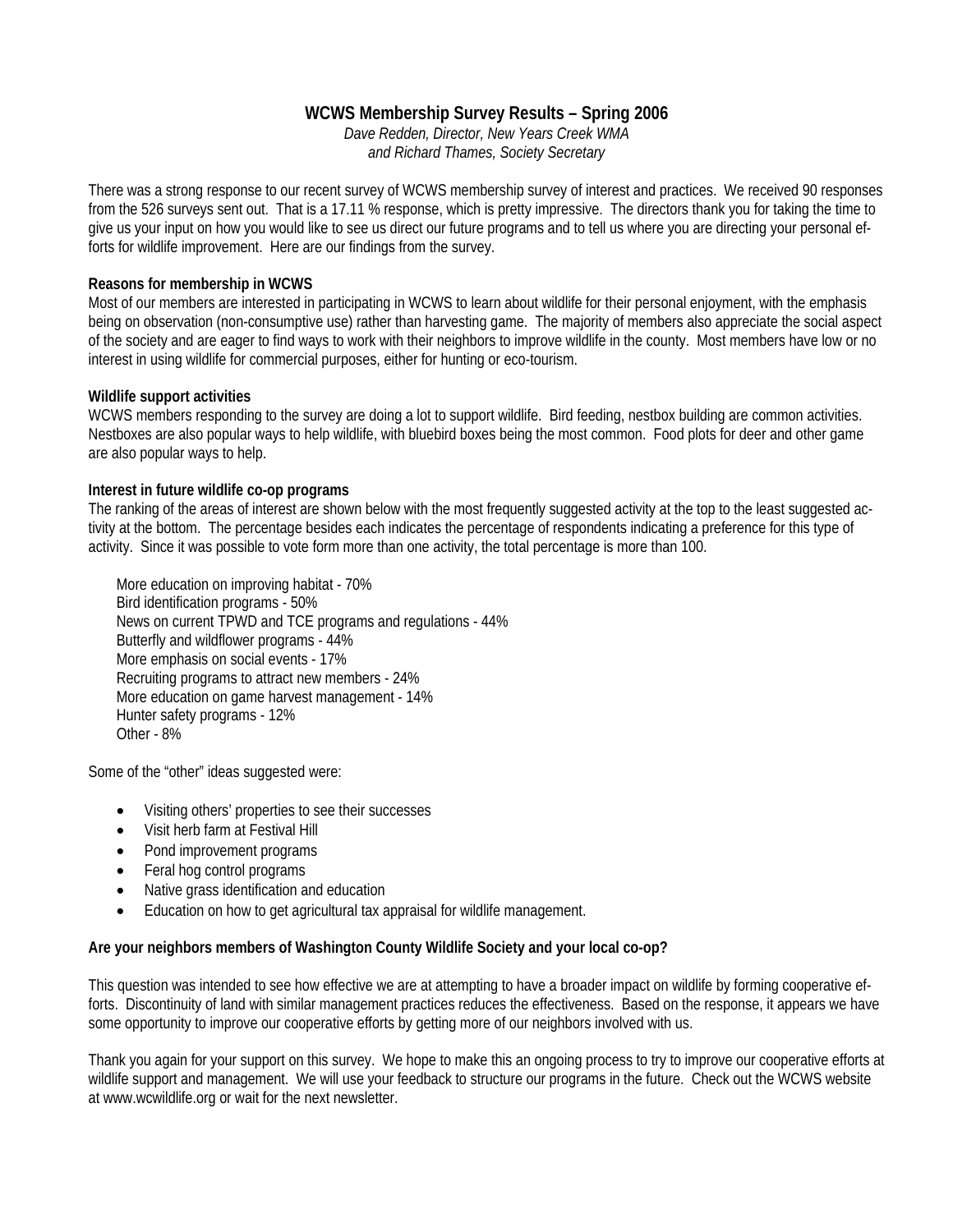## WCWS Membership Survey Results – Spring 2006

*Dave Redden, Director, New Years Creek WMA*
*and Richard Thames, Society Secretary*

There was a strong response to our recent survey of WCWS membership survey of interest and practices. We received 90 responses from the 526 surveys sent out. That is a 17.11 % response, which is pretty impressive. The directors thank you for taking the time to give us your input on how you would like to see us direct our future programs and to tell us where you are directing your personal efforts for wildlife improvement. Here are our findings from the survey.

**Reasons for membership in WCWS**

Most of our members are interested in participating in WCWS to learn about wildlife for their personal enjoyment, with the emphasis being on observation (non-consumptive use) rather than harvesting game. The majority of members also appreciate the social aspect of the society and are eager to find ways to work with their neighbors to improve wildlife in the county. Most members have low or no interest in using wildlife for commercial purposes, either for hunting or eco-tourism.

**Wildlife support activities**

WCWS members responding to the survey are doing a lot to support wildlife. Bird feeding, nestbox building are common activities. Nestboxes are also popular ways to help wildlife, with bluebird boxes being the most common. Food plots for deer and other game are also popular ways to help.

**Interest in future wildlife co-op programs**

The ranking of the areas of interest are shown below with the most frequently suggested activity at the top to the least suggested activity at the bottom. The percentage besides each indicates the percentage of respondents indicating a preference for this type of activity. Since it was possible to vote form more than one activity, the total percentage is more than 100.

More education on improving habitat - 70%
Bird identification programs - 50%
News on current TPWD and TCE programs and regulations - 44%
Butterfly and wildflower programs - 44%
More emphasis on social events - 17%
Recruiting programs to attract new members - 24%
More education on game harvest management - 14%
Hunter safety programs - 12%
Other - 8%

Some of the "other" ideas suggested were:

- Visiting others' properties to see their successes
- Visit herb farm at Festival Hill
- Pond improvement programs
- Feral hog control programs
- Native grass identification and education
- Education on how to get agricultural tax appraisal for wildlife management.

**Are your neighbors members of Washington County Wildlife Society and your local co-op?**

This question was intended to see how effective we are at attempting to have a broader impact on wildlife by forming cooperative efforts. Discontinuity of land with similar management practices reduces the effectiveness. Based on the response, it appears we have some opportunity to improve our cooperative efforts by getting more of our neighbors involved with us.

Thank you again for your support on this survey. We hope to make this an ongoing process to try to improve our cooperative efforts at wildlife support and management. We will use your feedback to structure our programs in the future. Check out the WCWS website at www.wcwildlife.org or wait for the next newsletter.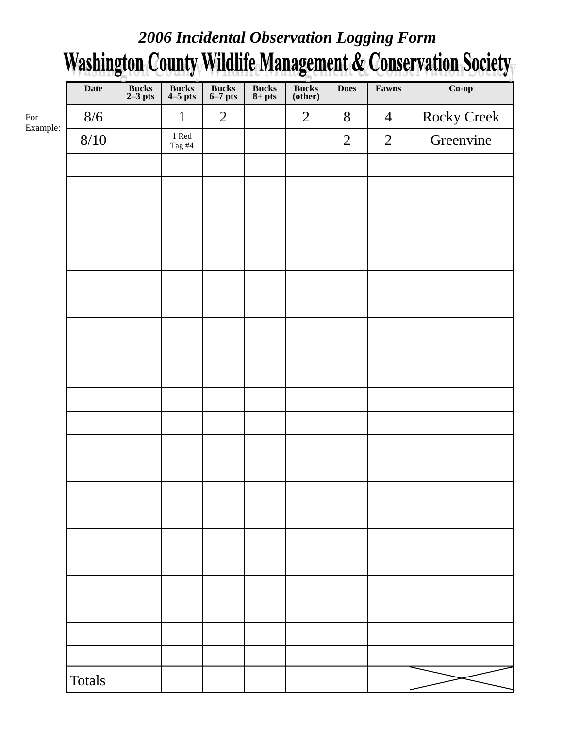*2006 Incidental Observation Logging Form*

# Washington County Wildlife Management & Conservation Society

| | Date | Bucks 2–3 pts | Bucks 4–5 pts | Bucks 6–7 pts | Bucks 8+ pts | Bucks (other) | Does | Fawns | Co-op |
|---|---|---|---|---|---|---|---|---|---|
| For Example: | 8/6 | | 1 | 2 | | 2 | 8 | 4 | Rocky Creek |
| | 8/10 | | 1 Red Tag #4 | | | | 2 | 2 | Greenvine |
| | | | | | | | | | |
| | | | | | | | | | |
| | | | | | | | | | |
| | | | | | | | | | |
| | | | | | | | | | |
| | | | | | | | | | |
| | | | | | | | | | |
| | | | | | | | | | |
| | | | | | | | | | |
| | | | | | | | | | |
| | | | | | | | | | |
| | | | | | | | | | |
| | | | | | | | | | |
| | | | | | | | | | |
| | | | | | | | | | |
| | | | | | | | | | |
| | | | | | | | | | |
| | | | | | | | | | |
| | | | | | | | | | |
| | | | | | | | | | |
| | | | | | | | | | |
| | | | | | | | | | |
| | Totals | | | | | | | | |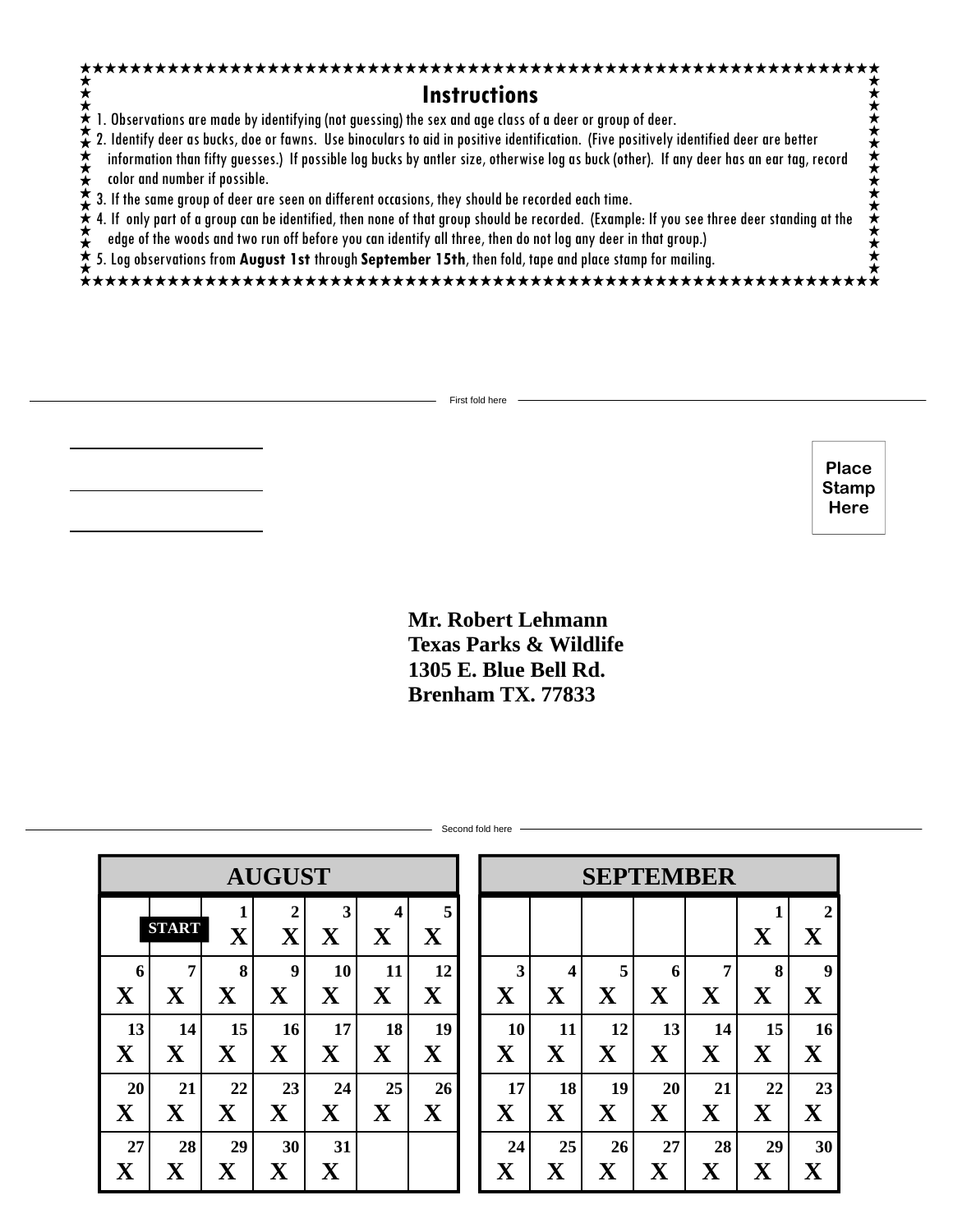## Instructions

1. Observations are made by identifying (not guessing) the sex and age class of a deer or group of deer.
2. Identify deer as bucks, doe or fawns. Use binoculars to aid in positive identification. (Five positively identified deer are better information than fifty guesses.) If possible log bucks by antler size, otherwise log as buck (other). If any deer has an ear tag, record color and number if possible.
3. If the same group of deer are seen on different occasions, they should be recorded each time.
4. If only part of a group can be identified, then none of that group should be recorded. (Example: If you see three deer standing at the edge of the woods and two run off before you can identify all three, then do not log any deer in that group.)
5. Log observations from **August 1st** through **September 15th**, then fold, tape and place stamp for mailing.

First fold here

\_\_\_\_\_\_\_\_\_\_\_\_\_\_\_\_\_\_\_\_

\_\_\_\_\_\_\_\_\_\_\_\_\_\_\_\_\_\_\_\_

\_\_\_\_\_\_\_\_\_\_\_\_\_\_\_\_\_\_\_\_

Place Stamp Here

**Mr. Robert Lehmann**
**Texas Parks & Wildlife**
**1305 E. Blue Bell Rd.**
**Brenham TX. 77833**

Second fold here

| AUGUST | | | | | | |
|---|---|---|---|---|---|---|
| | START | 1 X | 2 X | 3 X | 4 X | 5 X |
| 6 X | 7 X | 8 X | 9 X | 10 X | 11 X | 12 X |
| 13 X | 14 X | 15 X | 16 X | 17 X | 18 X | 19 X |
| 20 X | 21 X | 22 X | 23 X | 24 X | 25 X | 26 X |
| 27 X | 28 X | 29 X | 30 X | 31 X | | |

| SEPTEMBER | | | | | | |
|---|---|---|---|---|---|---|
| | | | | | 1 X | 2 X |
| 3 X | 4 X | 5 X | 6 X | 7 X | 8 X | 9 X |
| 10 X | 11 X | 12 X | 13 X | 14 X | 15 X | 16 X |
| 17 X | 18 X | 19 X | 20 X | 21 X | 22 X | 23 X |
| 24 X | 25 X | 26 X | 27 X | 28 X | 29 X | 30 X |